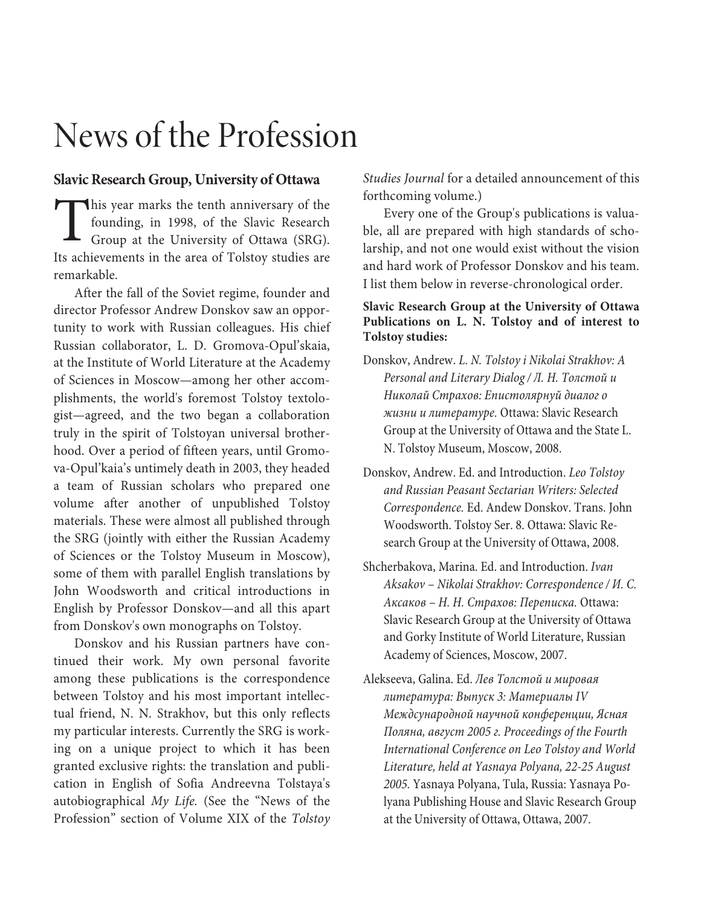# News of the Profession

## Slavic Research Group, University of Ottawa

This year marks the tenth anniversary of the founding, in 1998, of the Slavic Research Group at the University of Ottawa (SRG). Its achievements in the area of Tolstoy studies are remarkable.

After the fall of the Soviet regime, founder and director Professor Andrew Donskov saw an opportunity to work with Russian colleagues. His chief Russian collaborator, L. D. Gromova-Opul'skaia, at the Institute of World Literature at the Academy of Sciences in Moscow—among her other accomplishments, the world's foremost Tolstoy textologist—agreed, and the two began a collaboration truly in the spirit of Tolstoyan universal brotherhood. Over a period of fifteen years, until Gromova-Opul'kaia's untimely death in 2003, they headed a team of Russian scholars who prepared one volume after another of unpublished Tolstoy materials. These were almost all published through the SRG (jointly with either the Russian Academy of Sciences or the Tolstoy Museum in Moscow), some of them with parallel English translations by John Woodsworth and critical introductions in English by Professor Donskov—and all this apart from Donskov's own monographs on Tolstoy.

Donskov and his Russian partners have continued their work. My own personal favorite among these publications is the correspondence between Tolstoy and his most important intellectual friend, N. N. Strakhov, but this only reflects my particular interests. Currently the SRG is working on a unique project to which it has been granted exclusive rights: the translation and publication in English of Sofia Andreevna Tolstaya's autobiographical *My Life.* (See the "News of the Profession" section of Volume XIX of the *Tolstoy Studies Journal* for a detailed announcement of this forthcoming volume.)

Every one of the Group's publications is valuable, all are prepared with high standards of scholarship, and not one would exist without the vision and hard work of Professor Donskov and his team. I list them below in reverse-chronological order.

**Slavic Research Group at the University of Ottawa Publications on L. N. Tolstoy and of interest to Tolstoy studies:**

Donskov, Andrew. *L. N. Tolstoy i Nikolai Strakhov: A Personal and Literary Dialog / Л. Н. Толстой и Николай Страхов: Епистолярнуй диалог о жизни и литературе.* Ottawa: Slavic Research Group at the University of Ottawa and the State L. N. Tolstoy Museum, Moscow, 2008.

Donskov, Andrew. Ed. and Introduction. *Leo Tolstoy and Russian Peasant Sectarian Writers: Selected Correspondence.* Ed. Andew Donskov. Trans. John Woodsworth. Tolstoy Ser. 8. Ottawa: Slavic Research Group at the University of Ottawa, 2008.

Shcherbakova, Marina. Ed. and Introduction. *Ivan Aksakov – Nikolai Strakhov: Correspondence / И. С. Аксаков – Н. Н. Страхов: Переписка.* Ottawa: Slavic Research Group at the University of Ottawa and Gorky Institute of World Literature, Russian Academy of Sciences, Moscow, 2007.

Alekseeva, Galina. Ed. *Лев Толстой и мировая литература: Выпуск 3: Материалы IV Междсународной научной конференции, Ясная Поляна, август 2005 г. Proceedings of the Fourth International Conference on Leo Tolstoy and World Literature, held at Yasnaya Polyana, 22-25 August 2005.* Yasnaya Polyana, Tula, Russia: Yasnaya Polyana Publishing House and Slavic Research Group at the University of Ottawa, Ottawa, 2007.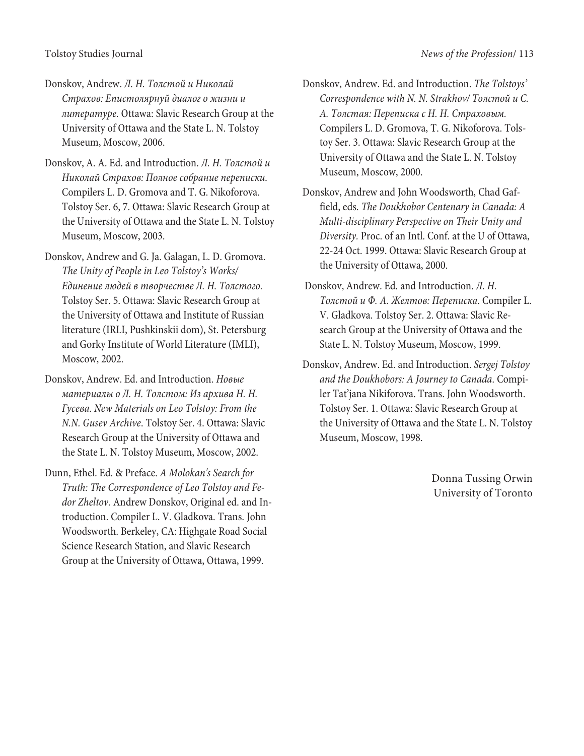Donskov, Andrew. *Л. Н. Толстой и Николай Страхов: Епистолярнуй диалог о жизни и литературе.* Ottawa: Slavic Research Group at the University of Ottawa and the State L. N. Tolstoy Museum, Moscow, 2006.

Donskov, A. A. Ed. and Introduction. *Л. Н. Толстой и Николай Страхов: Полное собрание переписки.* Compilers L. D. Gromova and T. G. Nikoforova. Tolstoy Ser. 6, 7. Ottawa: Slavic Research Group at the University of Ottawa and the State L. N. Tolstoy Museum, Moscow, 2003.

Donskov, Andrew and G. Ja. Galagan, L. D. Gromova. *The Unity of People in Leo Tolstoy's Works/ Единение людей в творчестве Л. Н. Толстого.* Tolstoy Ser. 5. Ottawa: Slavic Research Group at the University of Ottawa and Institute of Russian literature (IRLI, Pushkinskii dom), St. Petersburg and Gorky Institute of World Literature (IMLI), Moscow, 2002.

Donskov, Andrew. Ed. and Introduction. *Новые материалы о Л. Н. Толстом: Из архива Н. Н. Гусева. New Materials on Leo Tolstoy: From the N.N. Gusev Archive*. Tolstoy Ser. 4. Ottawa: Slavic Research Group at the University of Ottawa and the State L. N. Tolstoy Museum, Moscow, 2002.

Dunn, Ethel. Ed. & Preface. *A Molokan's Search for Truth: The Correspondence of Leo Tolstoy and Fedor Zheltov.* Andrew Donskov, Original ed. and Introduction. Compiler L. V. Gladkova. Trans. John Woodsworth. Berkeley, CA: Highgate Road Social Science Research Station, and Slavic Research Group at the University of Ottawa, Ottawa, 1999.

Donskov, Andrew. Ed. and Introduction. *The Tolstoys' Correspondence with N. N. Strakhov/ Толстой и С. А. Толстая: Переписка с Н. Н. Страховым.* Compilers L. D. Gromova, T. G. Nikoforova. Tolstoy Ser. 3. Ottawa: Slavic Research Group at the University of Ottawa and the State L. N. Tolstoy Museum, Moscow, 2000.

Donskov, Andrew and John Woodsworth, Chad Gaffield, eds. *The Doukhobor Centenary in Canada: A Multi-disciplinary Perspective on Their Unity and Diversity.* Proc. of an Intl. Conf. at the U of Ottawa, 22-24 Oct. 1999. Ottawa: Slavic Research Group at the University of Ottawa, 2000.

Donskov, Andrew. Ed. and Introduction. *Л. Н. Толстой и Ф. А. Желтов: Переписка*. Compiler L. V. Gladkova. Tolstoy Ser. 2. Ottawa: Slavic Research Group at the University of Ottawa and the State L. N. Tolstoy Museum, Moscow, 1999.

Donskov, Andrew. Ed. and Introduction. *Sergej Tolstoy and the Doukhobors: A Journey to Canada*. Compiler Tat'jana Nikiforova. Trans. John Woodsworth. Tolstoy Ser. 1. Ottawa: Slavic Research Group at the University of Ottawa and the State L. N. Tolstoy Museum, Moscow, 1998.

Donna Tussing Orwin
University of Toronto